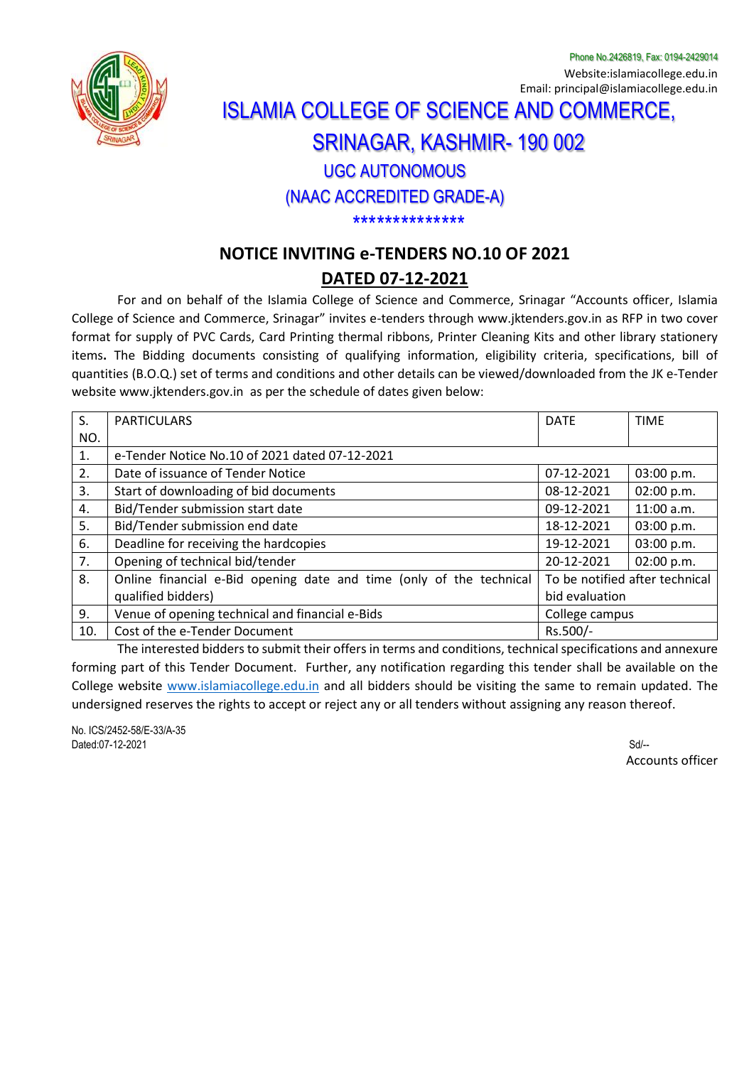Phone No.2426819, Fax: 0194-2429014
Website:islamiacollege.edu.in
Email: principal@islamiacollege.edu.in

# ISLAMIA COLLEGE OF SCIENCE AND COMMERCE, SRINAGAR, KASHMIR- 190 002

## UGC AUTONOMOUS

## (NAAC ACCREDITED GRADE-A)

**************

## NOTICE INVITING e-TENDERS NO.10 OF 2021

## DATED 07-12-2021

For and on behalf of the Islamia College of Science and Commerce, Srinagar "Accounts officer, Islamia College of Science and Commerce, Srinagar" invites e-tenders through www.jktenders.gov.in as RFP in two cover format for supply of PVC Cards, Card Printing thermal ribbons, Printer Cleaning Kits and other library stationery items**.** The Bidding documents consisting of qualifying information, eligibility criteria, specifications, bill of quantities (B.O.Q.) set of terms and conditions and other details can be viewed/downloaded from the JK e-Tender website www.jktenders.gov.in as per the schedule of dates given below:

| S. NO. | PARTICULARS | DATE | TIME |
|---|---|---|---|
| 1. | e-Tender Notice No.10 of 2021 dated 07-12-2021 | | |
| 2. | Date of issuance of Tender Notice | 07-12-2021 | 03:00 p.m. |
| 3. | Start of downloading of bid documents | 08-12-2021 | 02:00 p.m. |
| 4. | Bid/Tender submission start date | 09-12-2021 | 11:00 a.m. |
| 5. | Bid/Tender submission end date | 18-12-2021 | 03:00 p.m. |
| 6. | Deadline for receiving the hardcopies | 19-12-2021 | 03:00 p.m. |
| 7. | Opening of technical bid/tender | 20-12-2021 | 02:00 p.m. |
| 8. | Online financial e-Bid opening date and time (only of the technical qualified bidders) | To be notified after technical bid evaluation | |
| 9. | Venue of opening technical and financial e-Bids | College campus | |
| 10. | Cost of the e-Tender Document | Rs.500/- | |

The interested bidders to submit their offers in terms and conditions, technical specifications and annexure forming part of this Tender Document. Further, any notification regarding this tender shall be available on the College website www.islamiacollege.edu.in and all bidders should be visiting the same to remain updated. The undersigned reserves the rights to accept or reject any or all tenders without assigning any reason thereof.

No. ICS/2452-58/E-33/A-35
Dated:07-12-2021

Sd/--
Accounts officer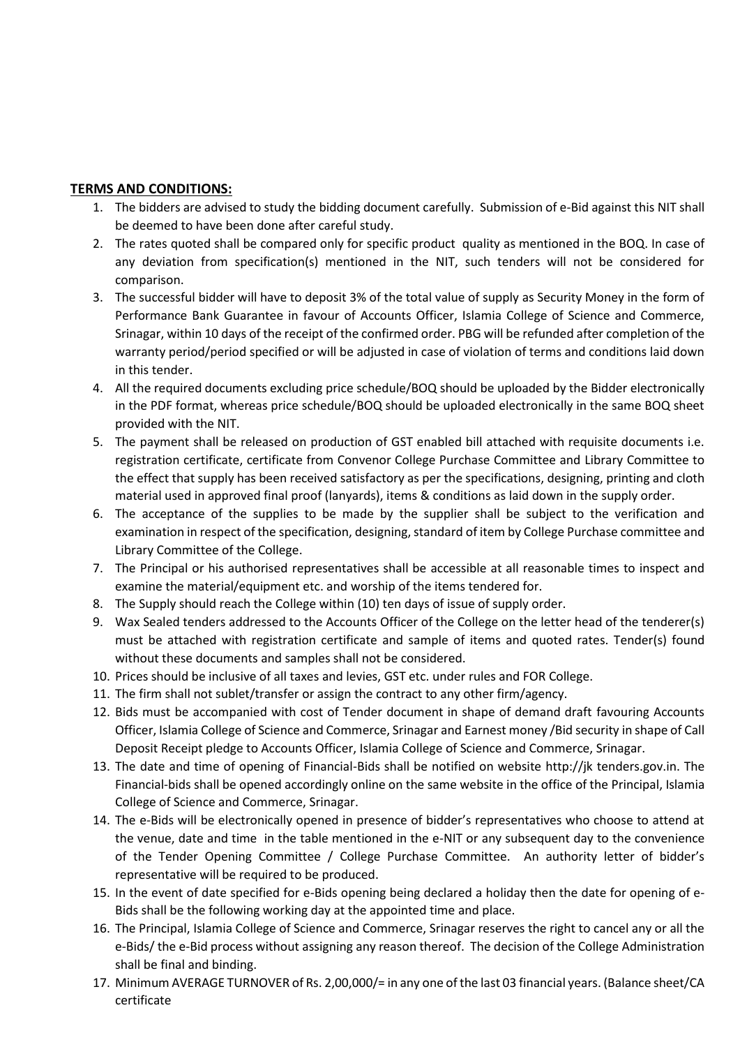**TERMS AND CONDITIONS:**

1. The bidders are advised to study the bidding document carefully. Submission of e-Bid against this NIT shall be deemed to have been done after careful study.
2. The rates quoted shall be compared only for specific product quality as mentioned in the BOQ. In case of any deviation from specification(s) mentioned in the NIT, such tenders will not be considered for comparison.
3. The successful bidder will have to deposit 3% of the total value of supply as Security Money in the form of Performance Bank Guarantee in favour of Accounts Officer, Islamia College of Science and Commerce, Srinagar, within 10 days of the receipt of the confirmed order. PBG will be refunded after completion of the warranty period/period specified or will be adjusted in case of violation of terms and conditions laid down in this tender.
4. All the required documents excluding price schedule/BOQ should be uploaded by the Bidder electronically in the PDF format, whereas price schedule/BOQ should be uploaded electronically in the same BOQ sheet provided with the NIT.
5. The payment shall be released on production of GST enabled bill attached with requisite documents i.e. registration certificate, certificate from Convenor College Purchase Committee and Library Committee to the effect that supply has been received satisfactory as per the specifications, designing, printing and cloth material used in approved final proof (lanyards), items & conditions as laid down in the supply order.
6. The acceptance of the supplies to be made by the supplier shall be subject to the verification and examination in respect of the specification, designing, standard of item by College Purchase committee and Library Committee of the College.
7. The Principal or his authorised representatives shall be accessible at all reasonable times to inspect and examine the material/equipment etc. and worship of the items tendered for.
8. The Supply should reach the College within (10) ten days of issue of supply order.
9. Wax Sealed tenders addressed to the Accounts Officer of the College on the letter head of the tenderer(s) must be attached with registration certificate and sample of items and quoted rates. Tender(s) found without these documents and samples shall not be considered.
10. Prices should be inclusive of all taxes and levies, GST etc. under rules and FOR College.
11. The firm shall not sublet/transfer or assign the contract to any other firm/agency.
12. Bids must be accompanied with cost of Tender document in shape of demand draft favouring Accounts Officer, Islamia College of Science and Commerce, Srinagar and Earnest money /Bid security in shape of Call Deposit Receipt pledge to Accounts Officer, Islamia College of Science and Commerce, Srinagar.
13. The date and time of opening of Financial-Bids shall be notified on website http://jk tenders.gov.in. The Financial-bids shall be opened accordingly online on the same website in the office of the Principal, Islamia College of Science and Commerce, Srinagar.
14. The e-Bids will be electronically opened in presence of bidder's representatives who choose to attend at the venue, date and time in the table mentioned in the e-NIT or any subsequent day to the convenience of the Tender Opening Committee / College Purchase Committee. An authority letter of bidder's representative will be required to be produced.
15. In the event of date specified for e-Bids opening being declared a holiday then the date for opening of e-Bids shall be the following working day at the appointed time and place.
16. The Principal, Islamia College of Science and Commerce, Srinagar reserves the right to cancel any or all the e-Bids/ the e-Bid process without assigning any reason thereof. The decision of the College Administration shall be final and binding.
17. Minimum AVERAGE TURNOVER of Rs. 2,00,000/= in any one of the last 03 financial years. (Balance sheet/CA certificate